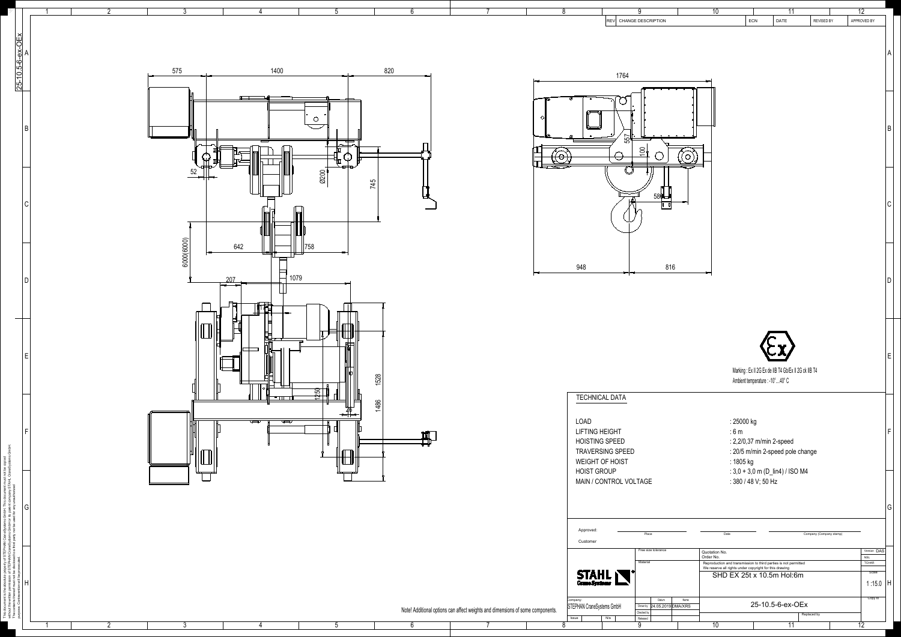| REV | CHANGE DESCRIPTION | ECN | DATE | REVISED BY | APPROVED BY |
| --- | --- | --- | --- | --- | --- |

575 1400 820

52 Ø200 745

642 758

6000(6000)

207 1079

1528 1486 1250

1764

557 100 586

948 816

Marking : Ex II 2G Ex de IIB T4 Gb/Ex II 2G ck IIB T4
Ambient temperature : -10°...40° C

## TECHNICAL DATA

| | |
| --- | --- |
| LOAD | : 25000 kg |
| LIFTING HEIGHT | : 6 m |
| HOISTING SPEED | : 2,2/0,37 m/min 2-speed |
| TRAVERSING SPEED | : 20/5 m/min 2-speed pole change |
| WEIGHT OF HOIST | : 1805 kg |
| HOIST GROUP | : 3,0 + 3,0 m (D_lin4) / ISO M4 |
| MAIN / CONTROL VOLTAGE | : 380 / 48 V; 50 Hz |

Approved: Place Date Company (Company stamp)

Customer

Note! Additional options can affect weights and dimensions of some components.

| | Free size tolerance | Quotation No. | Version DAS |
| --- | --- | --- | --- |
| | | Order No. | NSL |
| STAHL CraneSystems | Material | Reproduction and transmission to third parties is not permitted. We reserve all rights under copyright for this drawing | TCHAR |
| | | SHD EX 25t x 10.5m Hol:6m | Scale 1 :15.0 |
| Company: STEPHAN CraneSystems GmbH | Datum / Name: Drawn by 24.05.2019 DMA/XRS; Checked by; Released | 25-10.5-6-ex-OEx | Copy to |
| Issue N/a | | Replaced by | |

This document is the absolute property of STEPHAN CraneSystems GmbH. This document must not be copied without the written permission of STEPHAN CraneSystems GmbH or its parent company STAHL CraneSystems GmbH. The contents thereof must not be disclosed to a third party nor be used for any unauthorised purpose. Contravention will be prosecuted.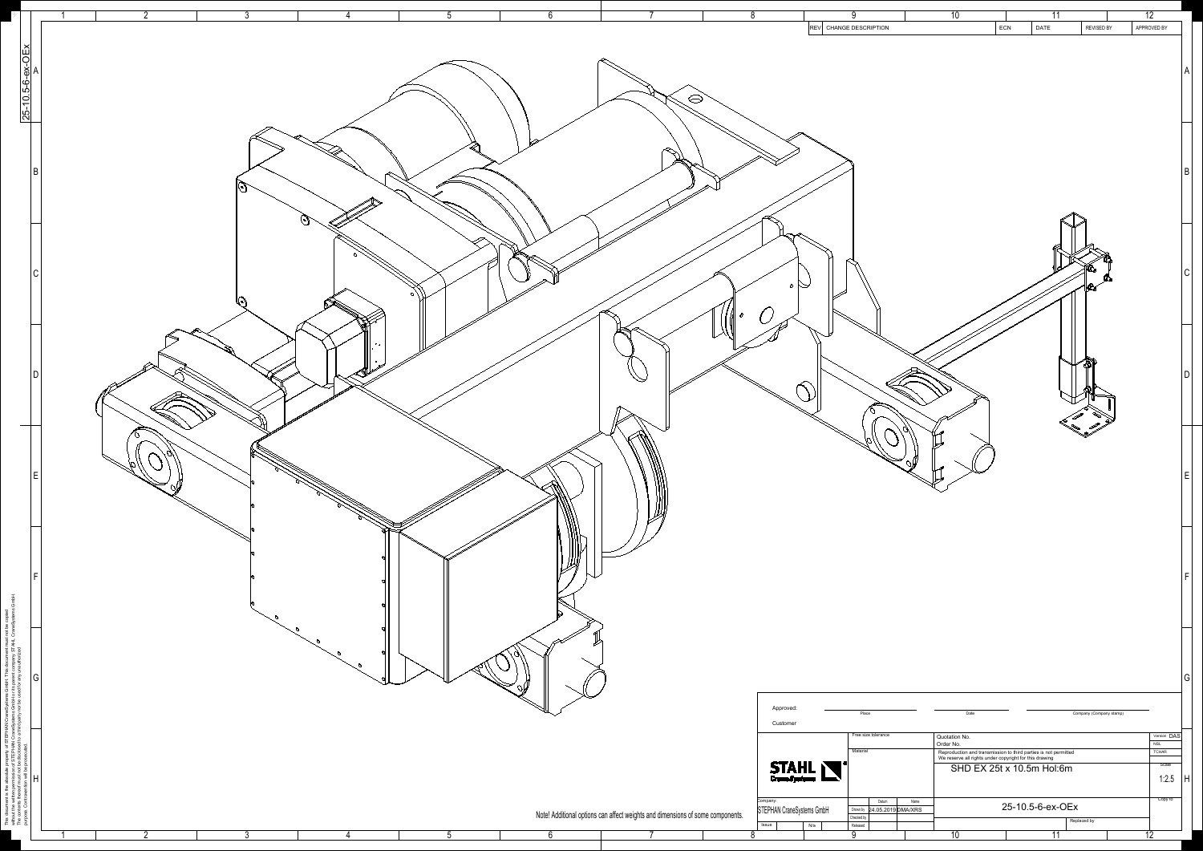| REV | CHANGE DESCRIPTION | ECN | DATE | REVISED BY | APPROVED BY |
|---|---|---|---|---|---|
| | | | | | |

25-10.5-6-ex-OEx

This document is the absolute property of STEPHAN CraneSystems GmbH. This document must not be copied without the written permission of STEPHAN CraneSystems GmbH or its parent company STAHL CraneSystems GmbH. The contents thereof must not be disclosed to any third party nor be used for any unauthorized purpose. Contravention will be prosecuted.

Note! Additional options can affect weights and dimensions of some components.

| | | | |
|---|---|---|---|
| Approved: | Place | Date | Company (Company stamp) |
| Customer | | | |

| | | | |
|---|---|---|---|
| STAHL CraneSystems | Free size tolerance | Quotation No. | Version: DAS |
| | Material | Order No. | NSL |
| | | Reproduction and transmission to third parties is not permitted. We reserve all rights under copyright for this drawing | TCHAR |
| | | SHD EX 25t x 10.5m Hol:6m | Scale 1:2.5 |
| Company: STEPHAN CraneSystems GmbH | Drawn by 24.05.2019 DMA/XRS | 25-10.5-6-ex-OEx | Copy to |
| | Checked by | Replaced by | |
| Issue N/a | Released | | |